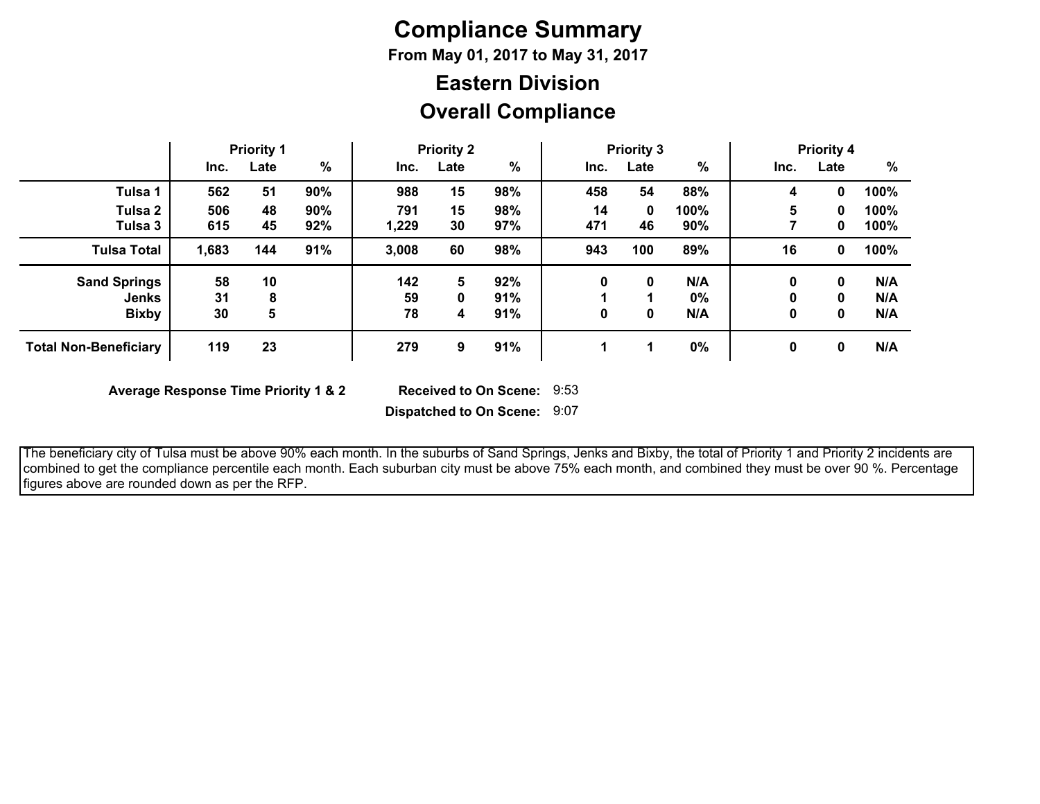# Compliance Summary

**From May 01, 2017 to May 31, 2017**

## Eastern Division

## Overall Compliance

| | Priority 1 | | | Priority 2 | | | Priority 3 | | | Priority 4 | | |
|---|---|---|---|---|---|---|---|---|---|---|---|---|
| | Inc. | Late | % | Inc. | Late | % | Inc. | Late | % | Inc. | Late | % |
| **Tulsa 1** | 562 | 51 | 90% | 988 | 15 | 98% | 458 | 54 | 88% | 4 | 0 | 100% |
| **Tulsa 2** | 506 | 48 | 90% | 791 | 15 | 98% | 14 | 0 | 100% | 5 | 0 | 100% |
| **Tulsa 3** | 615 | 45 | 92% | 1,229 | 30 | 97% | 471 | 46 | 90% | 7 | 0 | 100% |
| **Tulsa Total** | 1,683 | 144 | 91% | 3,008 | 60 | 98% | 943 | 100 | 89% | 16 | 0 | 100% |
| **Sand Springs** | 58 | 10 | | 142 | 5 | 92% | 0 | 0 | N/A | 0 | 0 | N/A |
| **Jenks** | 31 | 8 | | 59 | 0 | 91% | 1 | 1 | 0% | 0 | 0 | N/A |
| **Bixby** | 30 | 5 | | 78 | 4 | 91% | 0 | 0 | N/A | 0 | 0 | N/A |
| **Total Non-Beneficiary** | 119 | 23 | | 279 | 9 | 91% | 1 | 1 | 0% | 0 | 0 | N/A |

**Average Response Time Priority 1 & 2** **Received to On Scene:** 9:53

**Dispatched to On Scene:** 9:07

The beneficiary city of Tulsa must be above 90% each month. In the suburbs of Sand Springs, Jenks and Bixby, the total of Priority 1 and Priority 2 incidents are combined to get the compliance percentile each month. Each suburban city must be above 75% each month, and combined they must be over 90 %. Percentage figures above are rounded down as per the RFP.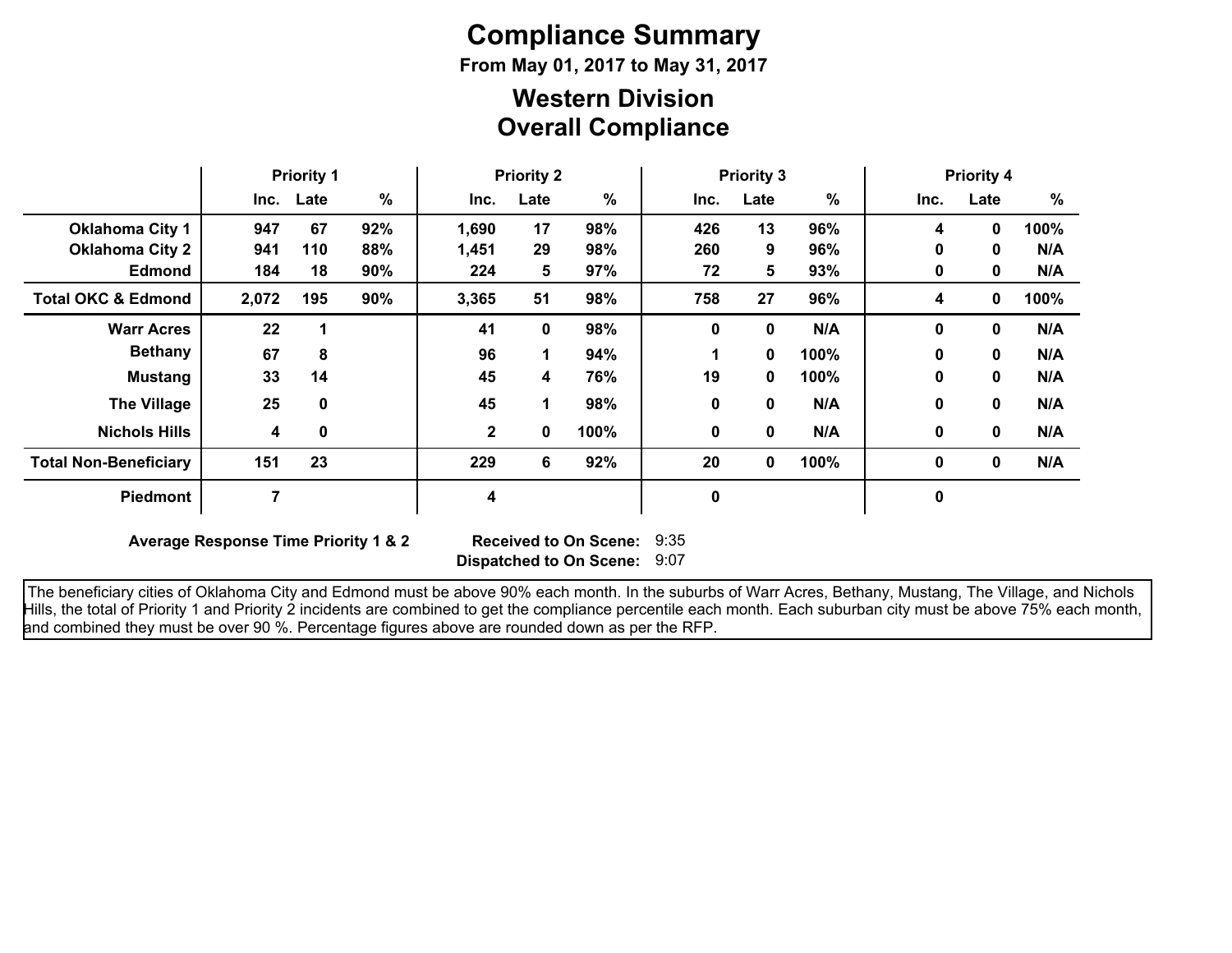# Compliance Summary

**From May 01, 2017 to May 31, 2017**

## Western Division
## Overall Compliance

| | Priority 1 | | | Priority 2 | | | Priority 3 | | | Priority 4 | | |
|---|---|---|---|---|---|---|---|---|---|---|---|---|
| | Inc. | Late | % | Inc. | Late | % | Inc. | Late | % | Inc. | Late | % |
| **Oklahoma City 1** | 947 | 67 | 92% | 1,690 | 17 | 98% | 426 | 13 | 96% | 4 | 0 | 100% |
| **Oklahoma City 2** | 941 | 110 | 88% | 1,451 | 29 | 98% | 260 | 9 | 96% | 0 | 0 | N/A |
| **Edmond** | 184 | 18 | 90% | 224 | 5 | 97% | 72 | 5 | 93% | 0 | 0 | N/A |
| **Total OKC & Edmond** | 2,072 | 195 | 90% | 3,365 | 51 | 98% | 758 | 27 | 96% | 4 | 0 | 100% |
| **Warr Acres** | 22 | 1 | | 41 | 0 | 98% | 0 | 0 | N/A | 0 | 0 | N/A |
| **Bethany** | 67 | 8 | | 96 | 1 | 94% | 1 | 0 | 100% | 0 | 0 | N/A |
| **Mustang** | 33 | 14 | | 45 | 4 | 76% | 19 | 0 | 100% | 0 | 0 | N/A |
| **The Village** | 25 | 0 | | 45 | 1 | 98% | 0 | 0 | N/A | 0 | 0 | N/A |
| **Nichols Hills** | 4 | 0 | | 2 | 0 | 100% | 0 | 0 | N/A | 0 | 0 | N/A |
| **Total Non-Beneficiary** | 151 | 23 | | 229 | 6 | 92% | 20 | 0 | 100% | 0 | 0 | N/A |
| **Piedmont** | 7 | | | 4 | | | 0 | | | 0 | | |

**Average Response Time Priority 1 & 2** **Received to On Scene:** 9:35

**Dispatched to On Scene:** 9:07

The beneficiary cities of Oklahoma City and Edmond must be above 90% each month. In the suburbs of Warr Acres, Bethany, Mustang, The Village, and Nichols Hills, the total of Priority 1 and Priority 2 incidents are combined to get the compliance percentile each month. Each suburban city must be above 75% each month, and combined they must be over 90 %. Percentage figures above are rounded down as per the RFP.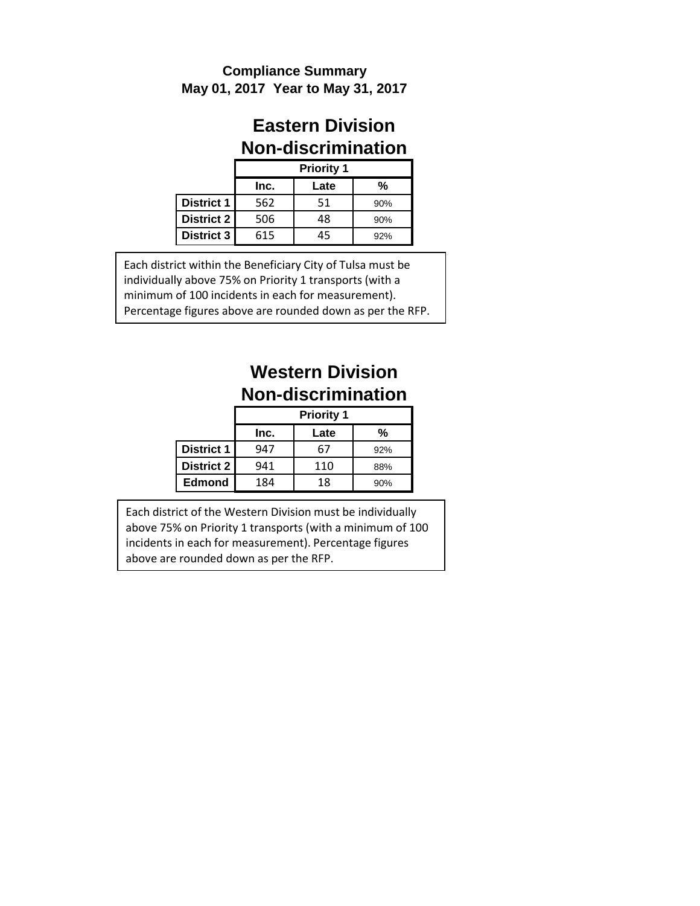**Compliance Summary**
**May 01, 2017 Year to May 31, 2017**

## Eastern Division
## Non-discrimination

| | Priority 1 | | |
|---|---|---|---|
| | Inc. | Late | % |
| District 1 | 562 | 51 | 90% |
| District 2 | 506 | 48 | 90% |
| District 3 | 615 | 45 | 92% |

Each district within the Beneficiary City of Tulsa must be individually above 75% on Priority 1 transports (with a minimum of 100 incidents in each for measurement). Percentage figures above are rounded down as per the RFP.

## Western Division
## Non-discrimination

| | Priority 1 | | |
|---|---|---|---|
| | Inc. | Late | % |
| District 1 | 947 | 67 | 92% |
| District 2 | 941 | 110 | 88% |
| Edmond | 184 | 18 | 90% |

Each district of the Western Division must be individually above 75% on Priority 1 transports (with a minimum of 100 incidents in each for measurement). Percentage figures above are rounded down as per the RFP.